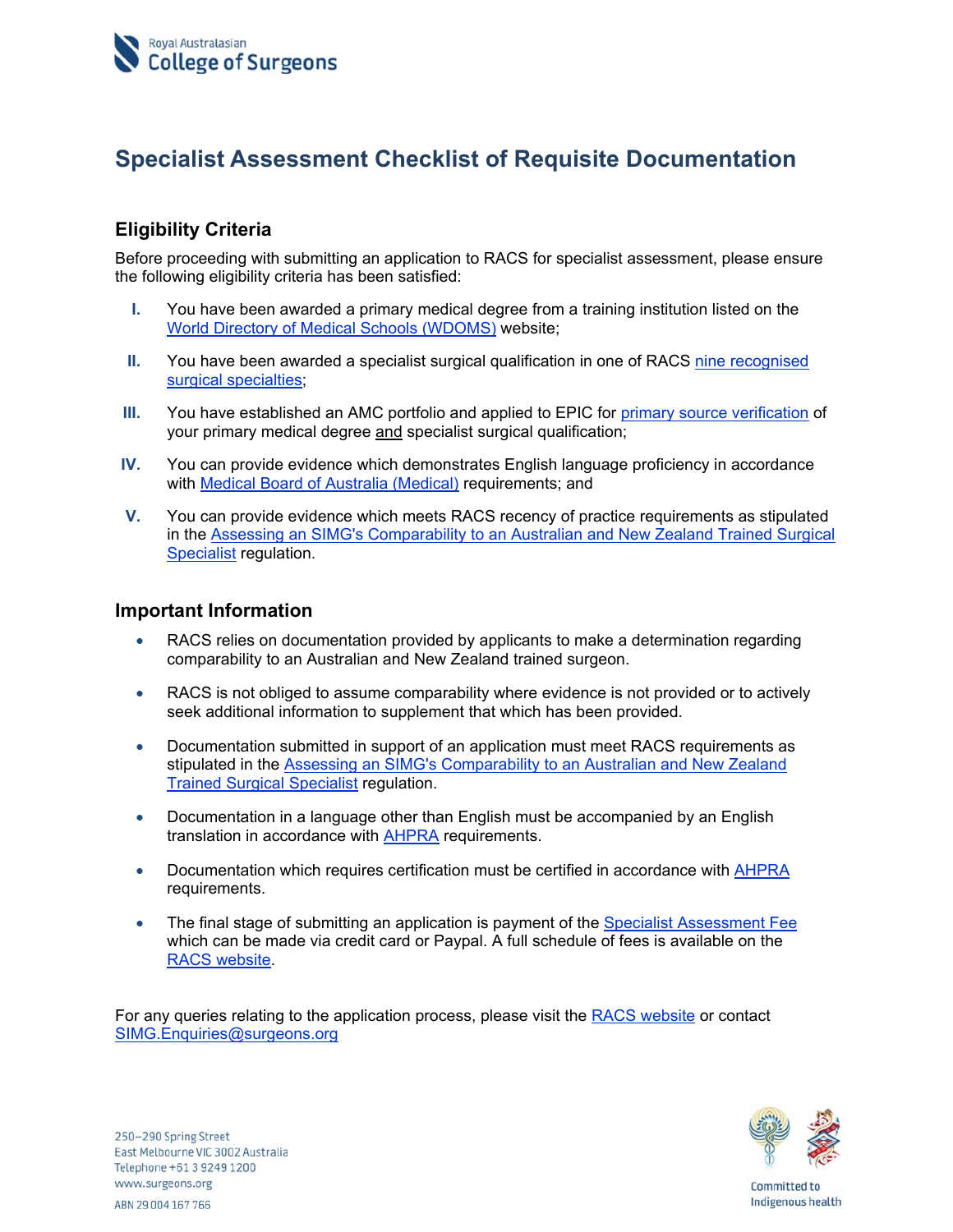# Specialist Assessment Checklist of Requisite Documentation

## Eligibility Criteria

Before proceeding with submitting an application to RACS for specialist assessment, please ensure the following eligibility criteria has been satisfied:

I. You have been awarded a primary medical degree from a training institution listed on the World Directory of Medical Schools (WDOMS) website;

II. You have been awarded a specialist surgical qualification in one of RACS nine recognised surgical specialties;

III. You have established an AMC portfolio and applied to EPIC for primary source verification of your primary medical degree and specialist surgical qualification;

IV. You can provide evidence which demonstrates English language proficiency in accordance with Medical Board of Australia (Medical) requirements; and

V. You can provide evidence which meets RACS recency of practice requirements as stipulated in the Assessing an SIMG's Comparability to an Australian and New Zealand Trained Surgical Specialist regulation.

## Important Information

- RACS relies on documentation provided by applicants to make a determination regarding comparability to an Australian and New Zealand trained surgeon.
- RACS is not obliged to assume comparability where evidence is not provided or to actively seek additional information to supplement that which has been provided.
- Documentation submitted in support of an application must meet RACS requirements as stipulated in the Assessing an SIMG's Comparability to an Australian and New Zealand Trained Surgical Specialist regulation.
- Documentation in a language other than English must be accompanied by an English translation in accordance with AHPRA requirements.
- Documentation which requires certification must be certified in accordance with AHPRA requirements.
- The final stage of submitting an application is payment of the Specialist Assessment Fee which can be made via credit card or Paypal. A full schedule of fees is available on the RACS website.

For any queries relating to the application process, please visit the RACS website or contact SIMG.Enquiries@surgeons.org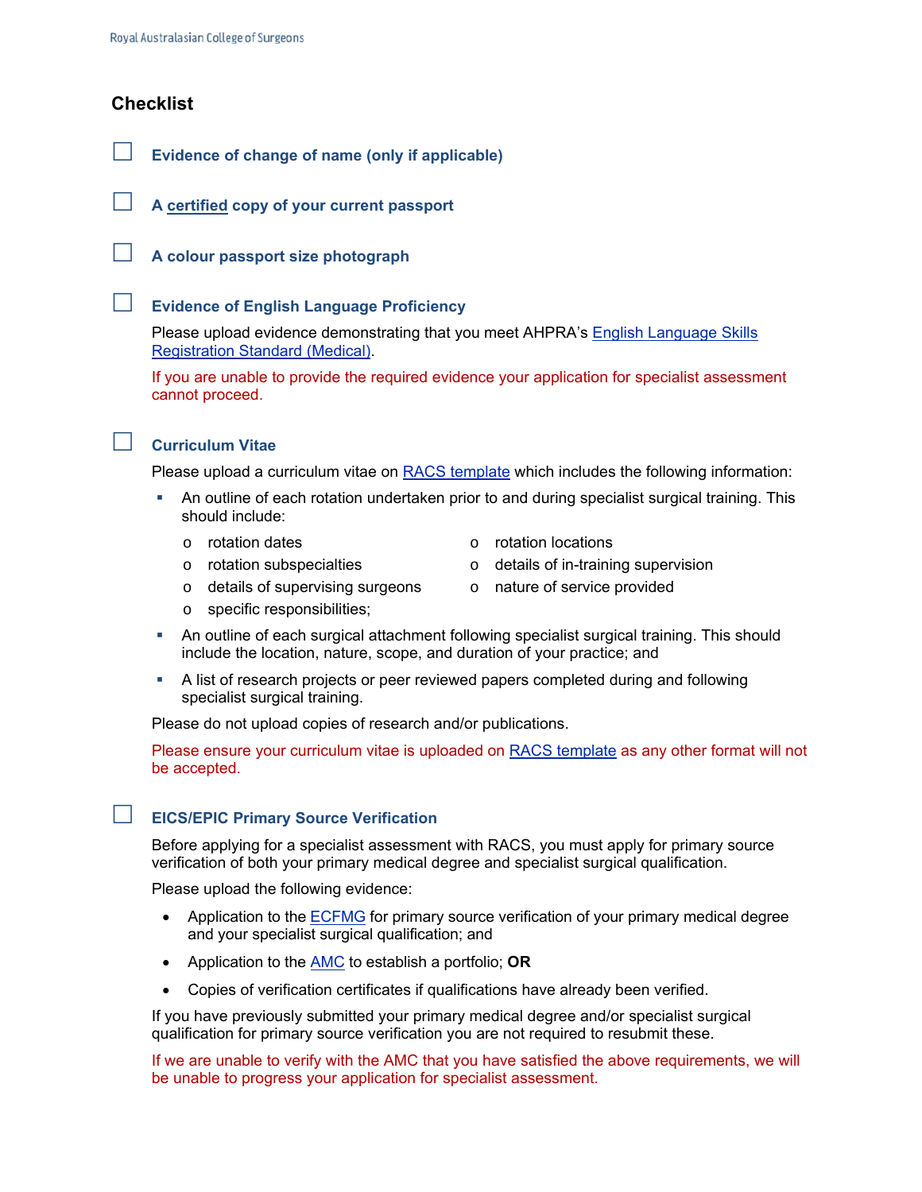## Checklist

- ☐ **Evidence of change of name (only if applicable)**

- ☐ **A certified copy of your current passport**

- ☐ **A colour passport size photograph**

- ☐ **Evidence of English Language Proficiency**

  Please upload evidence demonstrating that you meet AHPRA's English Language Skills Registration Standard (Medical).

  If you are unable to provide the required evidence your application for specialist assessment cannot proceed.

- ☐ **Curriculum Vitae**

  Please upload a curriculum vitae on RACS template which includes the following information:

  - An outline of each rotation undertaken prior to and during specialist surgical training. This should include:
    - rotation dates
    - rotation locations
    - rotation subspecialties
    - details of in-training supervision
    - details of supervising surgeons
    - nature of service provided
    - specific responsibilities;
  - An outline of each surgical attachment following specialist surgical training. This should include the location, nature, scope, and duration of your practice; and
  - A list of research projects or peer reviewed papers completed during and following specialist surgical training.

  Please do not upload copies of research and/or publications.

  Please ensure your curriculum vitae is uploaded on RACS template as any other format will not be accepted.

- ☐ **EICS/EPIC Primary Source Verification**

  Before applying for a specialist assessment with RACS, you must apply for primary source verification of both your primary medical degree and specialist surgical qualification.

  Please upload the following evidence:

  - Application to the ECFMG for primary source verification of your primary medical degree and your specialist surgical qualification; and
  - Application to the AMC to establish a portfolio; **OR**
  - Copies of verification certificates if qualifications have already been verified.

  If you have previously submitted your primary medical degree and/or specialist surgical qualification for primary source verification you are not required to resubmit these.

  If we are unable to verify with the AMC that you have satisfied the above requirements, we will be unable to progress your application for specialist assessment.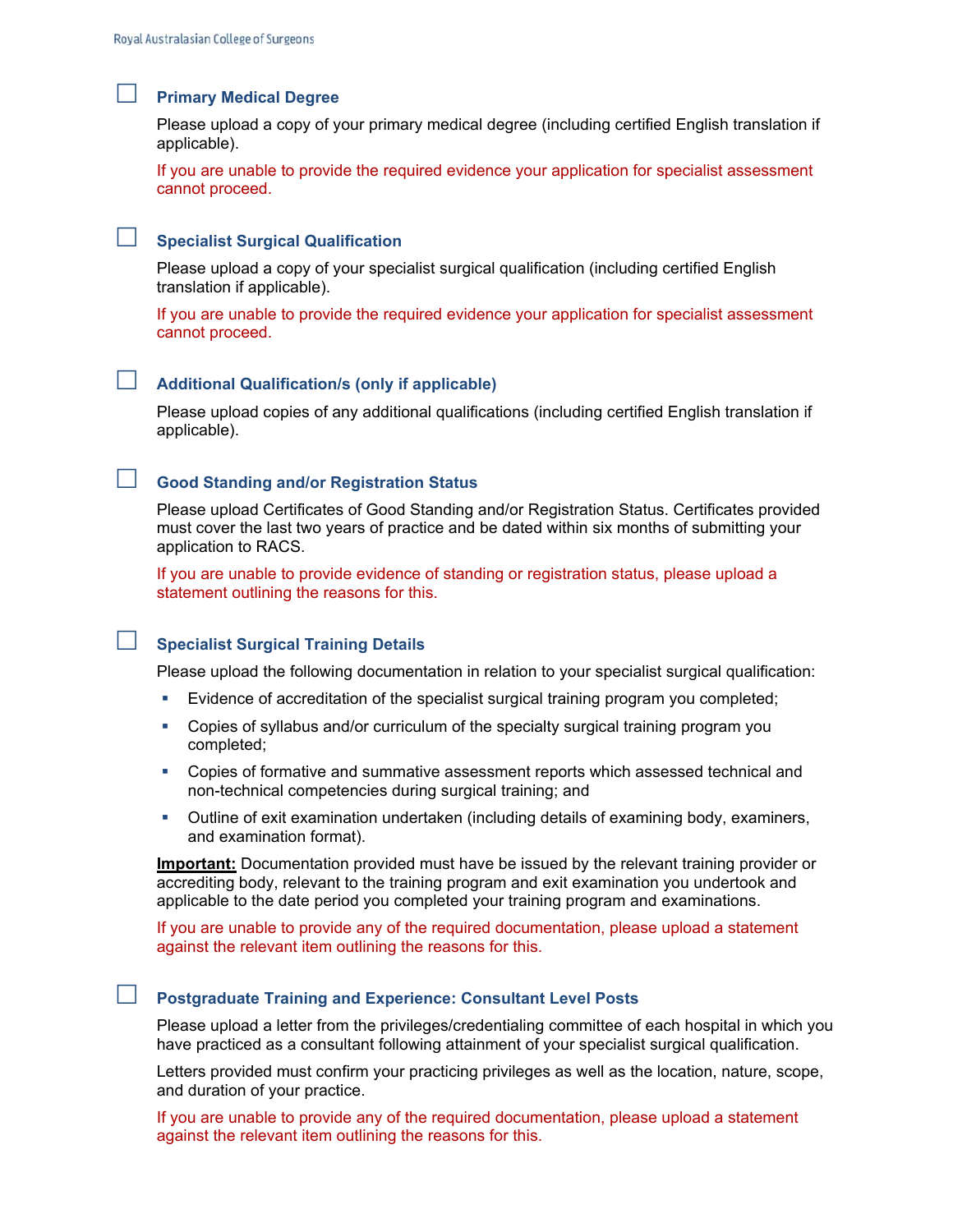☐ **Primary Medical Degree**

Please upload a copy of your primary medical degree (including certified English translation if applicable).

If you are unable to provide the required evidence your application for specialist assessment cannot proceed.

☐ **Specialist Surgical Qualification**

Please upload a copy of your specialist surgical qualification (including certified English translation if applicable).

If you are unable to provide the required evidence your application for specialist assessment cannot proceed.

☐ **Additional Qualification/s (only if applicable)**

Please upload copies of any additional qualifications (including certified English translation if applicable).

☐ **Good Standing and/or Registration Status**

Please upload Certificates of Good Standing and/or Registration Status. Certificates provided must cover the last two years of practice and be dated within six months of submitting your application to RACS.

If you are unable to provide evidence of standing or registration status, please upload a statement outlining the reasons for this.

☐ **Specialist Surgical Training Details**

Please upload the following documentation in relation to your specialist surgical qualification:

- Evidence of accreditation of the specialist surgical training program you completed;
- Copies of syllabus and/or curriculum of the specialty surgical training program you completed;
- Copies of formative and summative assessment reports which assessed technical and non-technical competencies during surgical training; and
- Outline of exit examination undertaken (including details of examining body, examiners, and examination format).

**Important:** Documentation provided must have be issued by the relevant training provider or accrediting body, relevant to the training program and exit examination you undertook and applicable to the date period you completed your training program and examinations.

If you are unable to provide any of the required documentation, please upload a statement against the relevant item outlining the reasons for this.

☐ **Postgraduate Training and Experience: Consultant Level Posts**

Please upload a letter from the privileges/credentialing committee of each hospital in which you have practiced as a consultant following attainment of your specialist surgical qualification.

Letters provided must confirm your practicing privileges as well as the location, nature, scope, and duration of your practice.

If you are unable to provide any of the required documentation, please upload a statement against the relevant item outlining the reasons for this.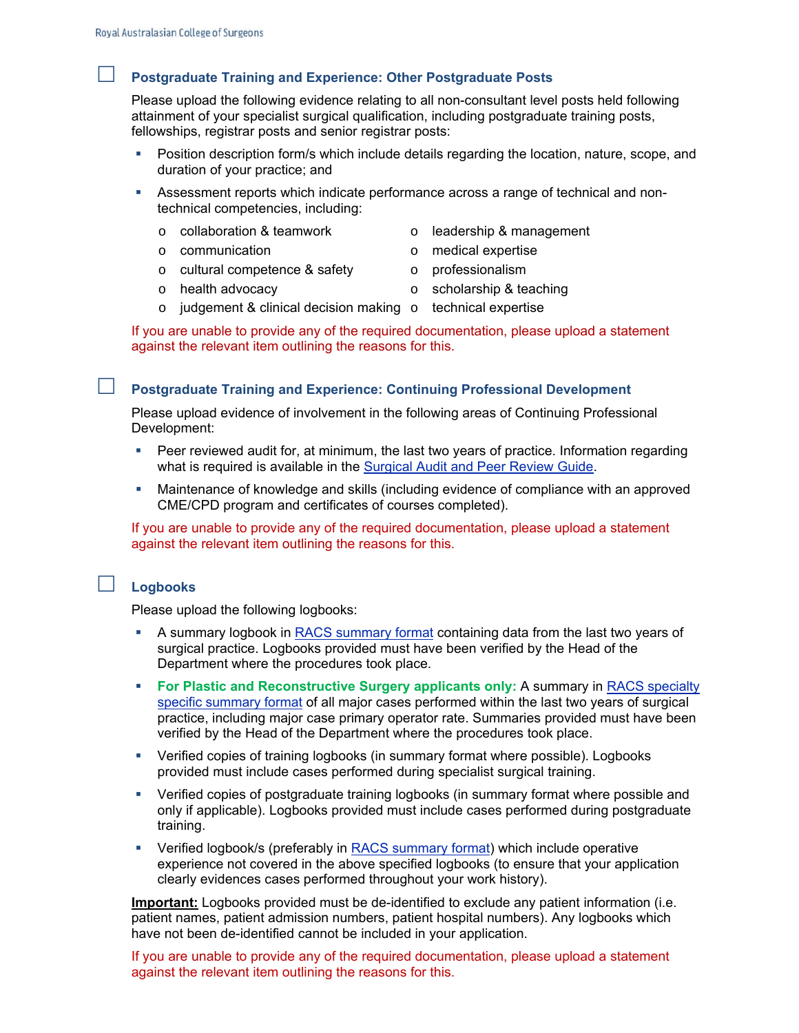## ☐ Postgraduate Training and Experience: Other Postgraduate Posts

Please upload the following evidence relating to all non-consultant level posts held following attainment of your specialist surgical qualification, including postgraduate training posts, fellowships, registrar posts and senior registrar posts:

- Position description form/s which include details regarding the location, nature, scope, and duration of your practice; and
- Assessment reports which indicate performance across a range of technical and non-technical competencies, including:
  - collaboration & teamwork
  - communication
  - cultural competence & safety
  - health advocacy
  - judgement & clinical decision making
  - leadership & management
  - medical expertise
  - professionalism
  - scholarship & teaching
  - technical expertise

If you are unable to provide any of the required documentation, please upload a statement against the relevant item outlining the reasons for this.

## ☐ Postgraduate Training and Experience: Continuing Professional Development

Please upload evidence of involvement in the following areas of Continuing Professional Development:

- Peer reviewed audit for, at minimum, the last two years of practice. Information regarding what is required is available in the Surgical Audit and Peer Review Guide.
- Maintenance of knowledge and skills (including evidence of compliance with an approved CME/CPD program and certificates of courses completed).

If you are unable to provide any of the required documentation, please upload a statement against the relevant item outlining the reasons for this.

## ☐ Logbooks

Please upload the following logbooks:

- A summary logbook in RACS summary format containing data from the last two years of surgical practice. Logbooks provided must have been verified by the Head of the Department where the procedures took place.
- **For Plastic and Reconstructive Surgery applicants only:** A summary in RACS specialty specific summary format of all major cases performed within the last two years of surgical practice, including major case primary operator rate. Summaries provided must have been verified by the Head of the Department where the procedures took place.
- Verified copies of training logbooks (in summary format where possible). Logbooks provided must include cases performed during specialist surgical training.
- Verified copies of postgraduate training logbooks (in summary format where possible and only if applicable). Logbooks provided must include cases performed during postgraduate training.
- Verified logbook/s (preferably in RACS summary format) which include operative experience not covered in the above specified logbooks (to ensure that your application clearly evidences cases performed throughout your work history).

**Important:** Logbooks provided must be de-identified to exclude any patient information (i.e. patient names, patient admission numbers, patient hospital numbers). Any logbooks which have not been de-identified cannot be included in your application.

If you are unable to provide any of the required documentation, please upload a statement against the relevant item outlining the reasons for this.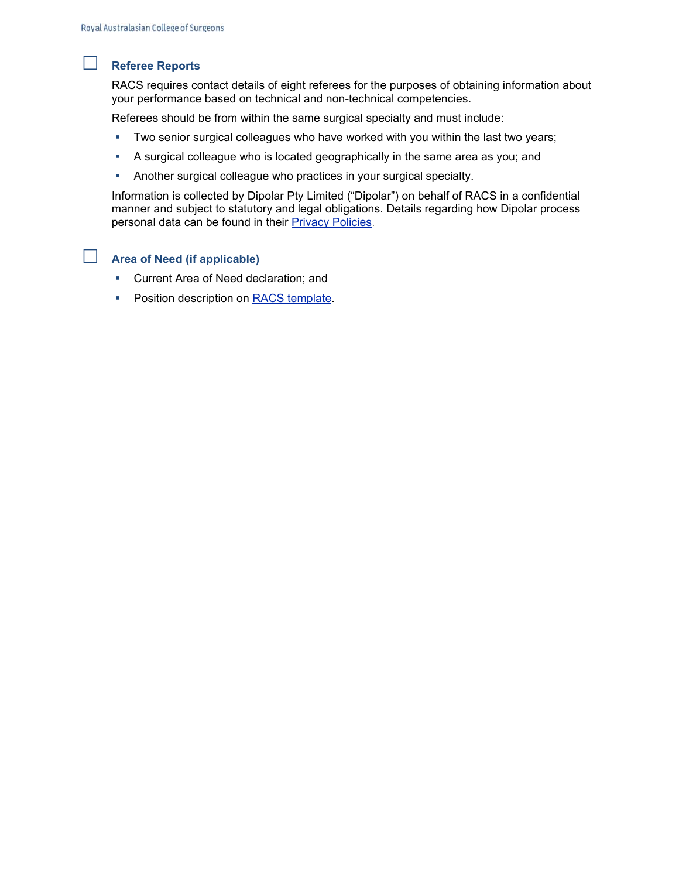☐ **Referee Reports**

RACS requires contact details of eight referees for the purposes of obtaining information about your performance based on technical and non-technical competencies.

Referees should be from within the same surgical specialty and must include:

- Two senior surgical colleagues who have worked with you within the last two years;
- A surgical colleague who is located geographically in the same area as you; and
- Another surgical colleague who practices in your surgical specialty.

Information is collected by Dipolar Pty Limited ("Dipolar") on behalf of RACS in a confidential manner and subject to statutory and legal obligations. Details regarding how Dipolar process personal data can be found in their Privacy Policies.

☐ **Area of Need (if applicable)**

- Current Area of Need declaration; and
- Position description on RACS template.